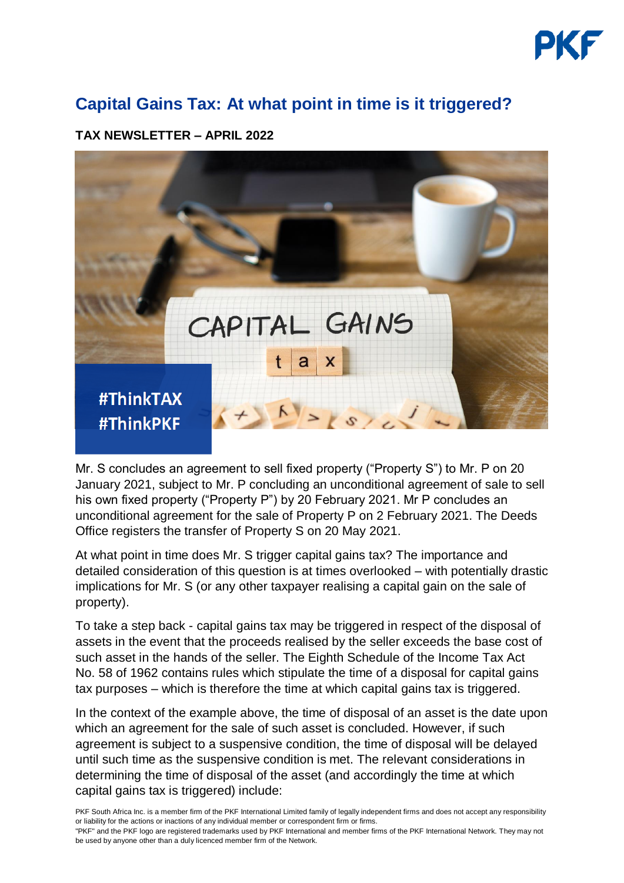# Capital Gains Tax: At what point in time is it triggered?

**TAX NEWSLETTER – APRIL 2022**

Mr. S concludes an agreement to sell fixed property ("Property S") to Mr. P on 20 January 2021, subject to Mr. P concluding an unconditional agreement of sale to sell his own fixed property ("Property P") by 20 February 2021. Mr P concludes an unconditional agreement for the sale of Property P on 2 February 2021. The Deeds Office registers the transfer of Property S on 20 May 2021.

At what point in time does Mr. S trigger capital gains tax? The importance and detailed consideration of this question is at times overlooked – with potentially drastic implications for Mr. S (or any other taxpayer realising a capital gain on the sale of property).

To take a step back - capital gains tax may be triggered in respect of the disposal of assets in the event that the proceeds realised by the seller exceeds the base cost of such asset in the hands of the seller. The Eighth Schedule of the Income Tax Act No. 58 of 1962 contains rules which stipulate the time of a disposal for capital gains tax purposes – which is therefore the time at which capital gains tax is triggered.

In the context of the example above, the time of disposal of an asset is the date upon which an agreement for the sale of such asset is concluded. However, if such agreement is subject to a suspensive condition, the time of disposal will be delayed until such time as the suspensive condition is met. The relevant considerations in determining the time of disposal of the asset (and accordingly the time at which capital gains tax is triggered) include: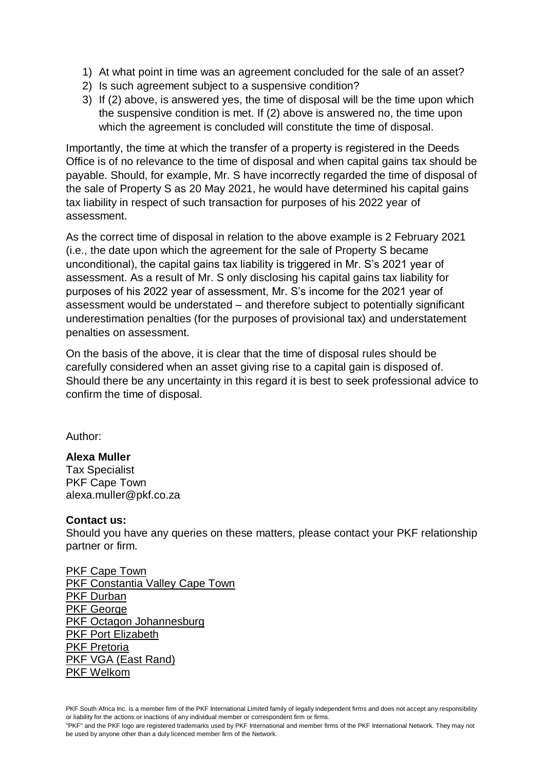1) At what point in time was an agreement concluded for the sale of an asset?
2) Is such agreement subject to a suspensive condition?
3) If (2) above, is answered yes, the time of disposal will be the time upon which the suspensive condition is met. If (2) above is answered no, the time upon which the agreement is concluded will constitute the time of disposal.

Importantly, the time at which the transfer of a property is registered in the Deeds Office is of no relevance to the time of disposal and when capital gains tax should be payable. Should, for example, Mr. S have incorrectly regarded the time of disposal of the sale of Property S as 20 May 2021, he would have determined his capital gains tax liability in respect of such transaction for purposes of his 2022 year of assessment.

As the correct time of disposal in relation to the above example is 2 February 2021 (i.e., the date upon which the agreement for the sale of Property S became unconditional), the capital gains tax liability is triggered in Mr. S's 2021 year of assessment. As a result of Mr. S only disclosing his capital gains tax liability for purposes of his 2022 year of assessment, Mr. S's income for the 2021 year of assessment would be understated – and therefore subject to potentially significant underestimation penalties (for the purposes of provisional tax) and understatement penalties on assessment.

On the basis of the above, it is clear that the time of disposal rules should be carefully considered when an asset giving rise to a capital gain is disposed of. Should there be any uncertainty in this regard it is best to seek professional advice to confirm the time of disposal.

Author:

**Alexa Muller**
Tax Specialist
PKF Cape Town
alexa.muller@pkf.co.za

**Contact us:**
Should you have any queries on these matters, please contact your PKF relationship partner or firm.

PKF Cape Town
PKF Constantia Valley Cape Town
PKF Durban
PKF George
PKF Octagon Johannesburg
PKF Port Elizabeth
PKF Pretoria
PKF VGA (East Rand)
PKF Welkom

PKF South Africa Inc. is a member firm of the PKF International Limited family of legally independent firms and does not accept any responsibility or liability for the actions or inactions of any individual member or correspondent firm or firms.
"PKF" and the PKF logo are registered trademarks used by PKF International and member firms of the PKF International Network. They may not be used by anyone other than a duly licenced member firm of the Network.